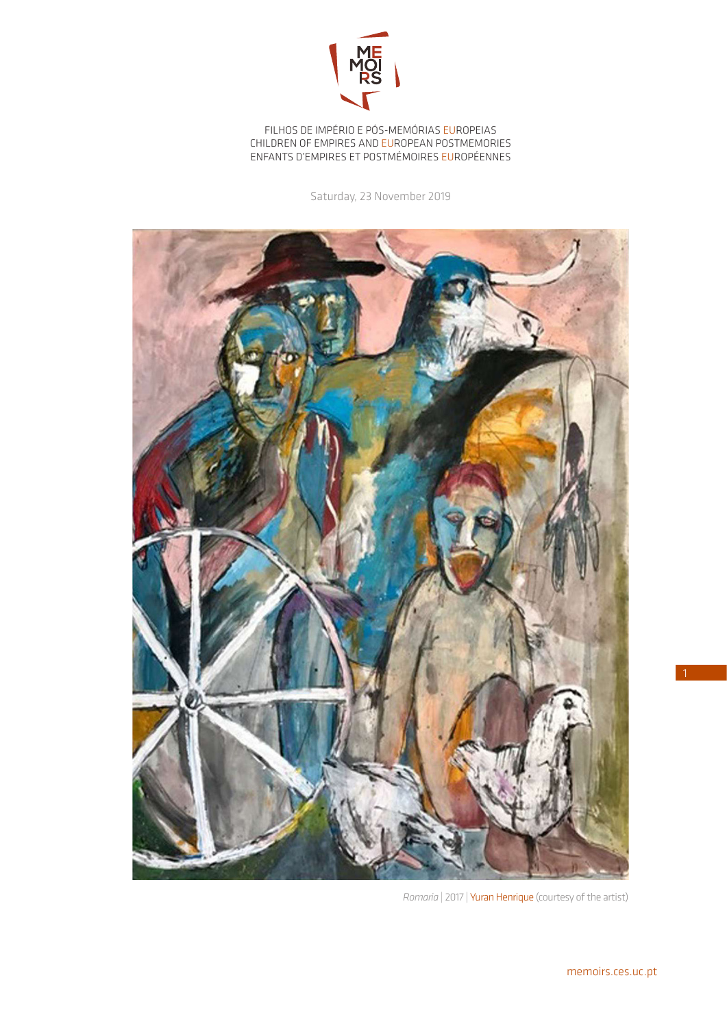MEMOIRS

FILHOS DE IMPÉRIO E PÓS-MEMÓRIAS EUROPEIAS
CHILDREN OF EMPIRES AND EUROPEAN POSTMEMORIES
ENFANTS D'EMPIRES ET POSTMÉMOIRES EUROPÉENNES

Saturday, 23 November 2019

*Romaria* | 2017 | Yuran Henrique (courtesy of the artist)

memoirs.ces.uc.pt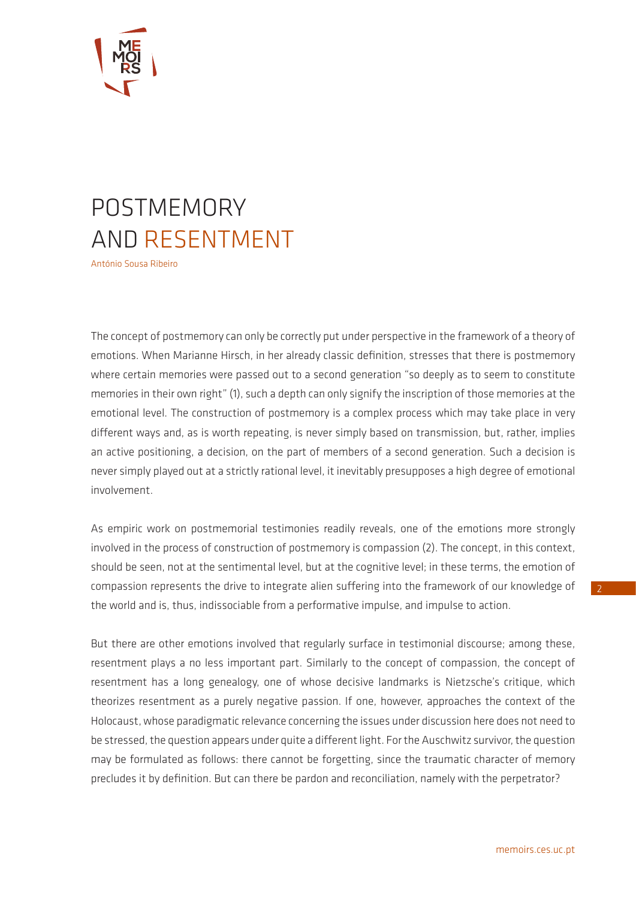# POSTMEMORY AND RESENTMENT

António Sousa Ribeiro

The concept of postmemory can only be correctly put under perspective in the framework of a theory of emotions. When Marianne Hirsch, in her already classic definition, stresses that there is postmemory where certain memories were passed out to a second generation "so deeply as to seem to constitute memories in their own right" (1), such a depth can only signify the inscription of those memories at the emotional level. The construction of postmemory is a complex process which may take place in very different ways and, as is worth repeating, is never simply based on transmission, but, rather, implies an active positioning, a decision, on the part of members of a second generation. Such a decision is never simply played out at a strictly rational level, it inevitably presupposes a high degree of emotional involvement.

As empiric work on postmemorial testimonies readily reveals, one of the emotions more strongly involved in the process of construction of postmemory is compassion (2). The concept, in this context, should be seen, not at the sentimental level, but at the cognitive level; in these terms, the emotion of compassion represents the drive to integrate alien suffering into the framework of our knowledge of the world and is, thus, indissociable from a performative impulse, and impulse to action.

But there are other emotions involved that regularly surface in testimonial discourse; among these, resentment plays a no less important part. Similarly to the concept of compassion, the concept of resentment has a long genealogy, one of whose decisive landmarks is Nietzsche's critique, which theorizes resentment as a purely negative passion. If one, however, approaches the context of the Holocaust, whose paradigmatic relevance concerning the issues under discussion here does not need to be stressed, the question appears under quite a different light. For the Auschwitz survivor, the question may be formulated as follows: there cannot be forgetting, since the traumatic character of memory precludes it by definition. But can there be pardon and reconciliation, namely with the perpetrator?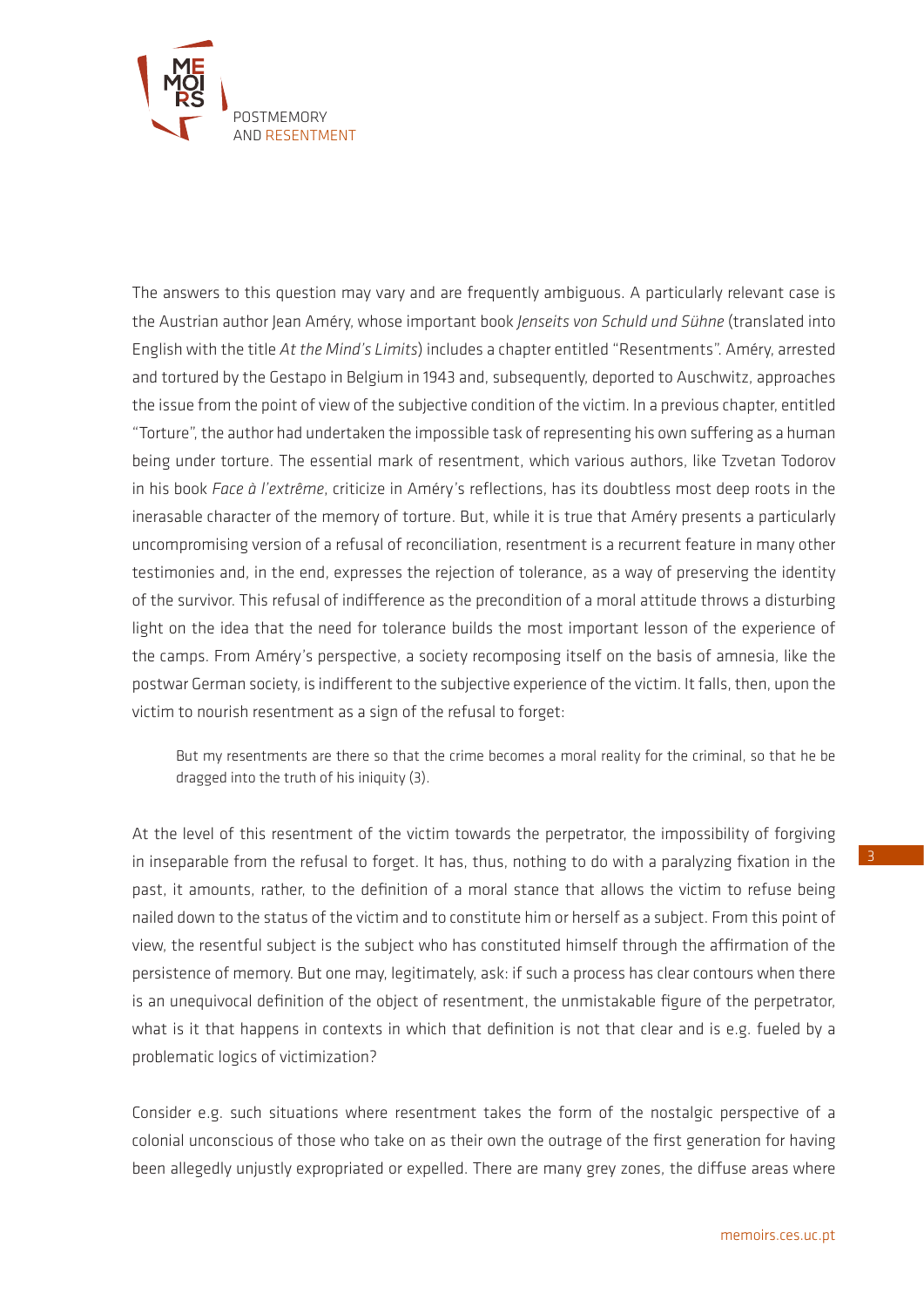The answers to this question may vary and are frequently ambiguous. A particularly relevant case is the Austrian author Jean Améry, whose important book *Jenseits von Schuld und Sühne* (translated into English with the title *At the Mind's Limits*) includes a chapter entitled "Resentments". Améry, arrested and tortured by the Gestapo in Belgium in 1943 and, subsequently, deported to Auschwitz, approaches the issue from the point of view of the subjective condition of the victim. In a previous chapter, entitled "Torture", the author had undertaken the impossible task of representing his own suffering as a human being under torture. The essential mark of resentment, which various authors, like Tzvetan Todorov in his book *Face à l'extrême*, criticize in Améry's reflections, has its doubtless most deep roots in the inerasable character of the memory of torture. But, while it is true that Améry presents a particularly uncompromising version of a refusal of reconciliation, resentment is a recurrent feature in many other testimonies and, in the end, expresses the rejection of tolerance, as a way of preserving the identity of the survivor. This refusal of indifference as the precondition of a moral attitude throws a disturbing light on the idea that the need for tolerance builds the most important lesson of the experience of the camps. From Améry's perspective, a society recomposing itself on the basis of amnesia, like the postwar German society, is indifferent to the subjective experience of the victim. It falls, then, upon the victim to nourish resentment as a sign of the refusal to forget:

> But my resentments are there so that the crime becomes a moral reality for the criminal, so that he be dragged into the truth of his iniquity (3).

At the level of this resentment of the victim towards the perpetrator, the impossibility of forgiving in inseparable from the refusal to forget. It has, thus, nothing to do with a paralyzing fixation in the past, it amounts, rather, to the definition of a moral stance that allows the victim to refuse being nailed down to the status of the victim and to constitute him or herself as a subject. From this point of view, the resentful subject is the subject who has constituted himself through the affirmation of the persistence of memory. But one may, legitimately, ask: if such a process has clear contours when there is an unequivocal definition of the object of resentment, the unmistakable figure of the perpetrator, what is it that happens in contexts in which that definition is not that clear and is e.g. fueled by a problematic logics of victimization?

Consider e.g. such situations where resentment takes the form of the nostalgic perspective of a colonial unconscious of those who take on as their own the outrage of the first generation for having been allegedly unjustly expropriated or expelled. There are many grey zones, the diffuse areas where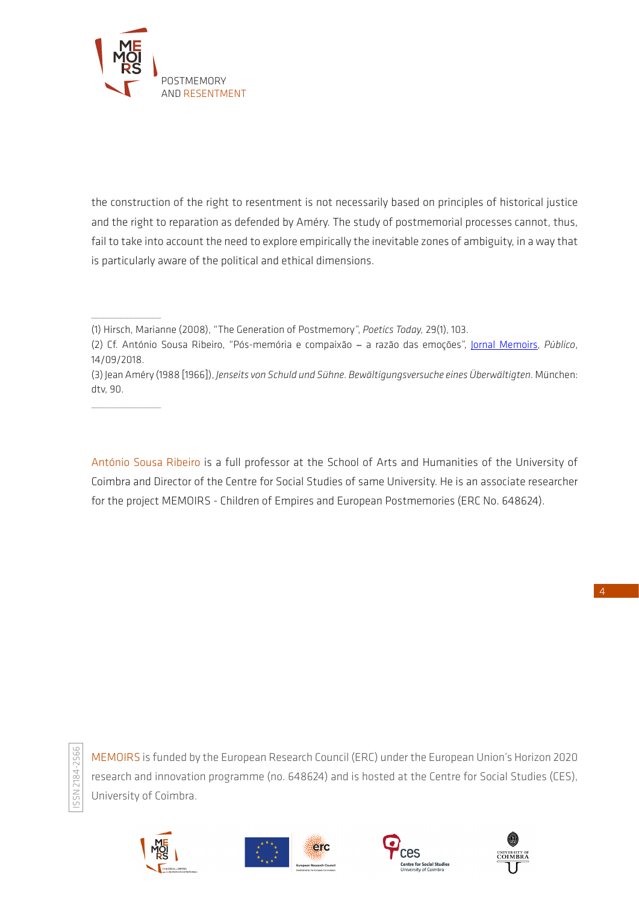the construction of the right to resentment is not necessarily based on principles of historical justice and the right to reparation as defended by Améry. The study of postmemorial processes cannot, thus, fail to take into account the need to explore empirically the inevitable zones of ambiguity, in a way that is particularly aware of the political and ethical dimensions.

---

(1) Hirsch, Marianne (2008), "The Generation of Postmemory", *Poetics Today*, 29(1), 103.

(2) Cf. António Sousa Ribeiro, "Pós-memória e compaixão – a razão das emoções", Jornal Memoirs, *Público*, 14/09/2018.

(3) Jean Améry (1988 [1966]), *Jenseits von Schuld und Sühne. Bewältigungsversuche eines Überwältigten*. München: dtv, 90.

---

António Sousa Ribeiro is a full professor at the School of Arts and Humanities of the University of Coimbra and Director of the Centre for Social Studies of same University. He is an associate researcher for the project MEMOIRS - Children of Empires and European Postmemories (ERC No. 648624).

MEMOIRS is funded by the European Research Council (ERC) under the European Union's Horizon 2020 research and innovation programme (no. 648624) and is hosted at the Centre for Social Studies (CES), University of Coimbra.